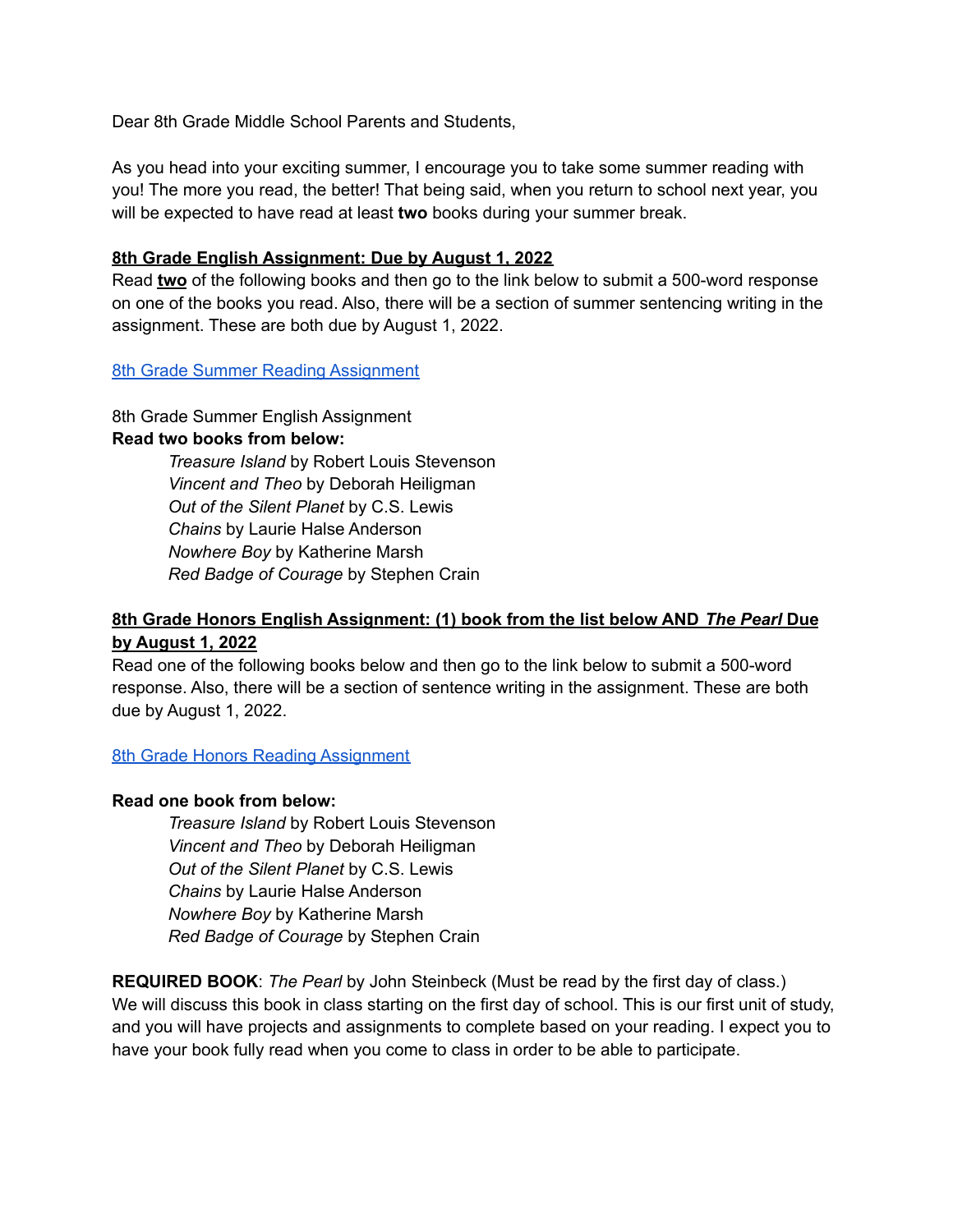Dear 8th Grade Middle School Parents and Students,

As you head into your exciting summer, I encourage you to take some summer reading with you! The more you read, the better! That being said, when you return to school next year, you will be expected to have read at least **two** books during your summer break.

**8th Grade English Assignment: Due by August 1, 2022**

Read **two** of the following books and then go to the link below to submit a 500-word response on one of the books you read. Also, there will be a section of summer sentencing writing in the assignment. These are both due by August 1, 2022.

8th Grade Summer Reading Assignment

8th Grade Summer English Assignment

**Read two books from below:**

*Treasure Island* by Robert Louis Stevenson
*Vincent and Theo* by Deborah Heiligman
*Out of the Silent Planet* by C.S. Lewis
*Chains* by Laurie Halse Anderson
*Nowhere Boy* by Katherine Marsh
*Red Badge of Courage* by Stephen Crain

**8th Grade Honors English Assignment: (1) book from the list below AND *The Pearl* Due by August 1, 2022**

Read one of the following books below and then go to the link below to submit a 500-word response. Also, there will be a section of sentence writing in the assignment. These are both due by August 1, 2022.

8th Grade Honors Reading Assignment

**Read one book from below:**

*Treasure Island* by Robert Louis Stevenson
*Vincent and Theo* by Deborah Heiligman
*Out of the Silent Planet* by C.S. Lewis
*Chains* by Laurie Halse Anderson
*Nowhere Boy* by Katherine Marsh
*Red Badge of Courage* by Stephen Crain

**REQUIRED BOOK**: *The Pearl* by John Steinbeck (Must be read by the first day of class.) We will discuss this book in class starting on the first day of school. This is our first unit of study, and you will have projects and assignments to complete based on your reading. I expect you to have your book fully read when you come to class in order to be able to participate.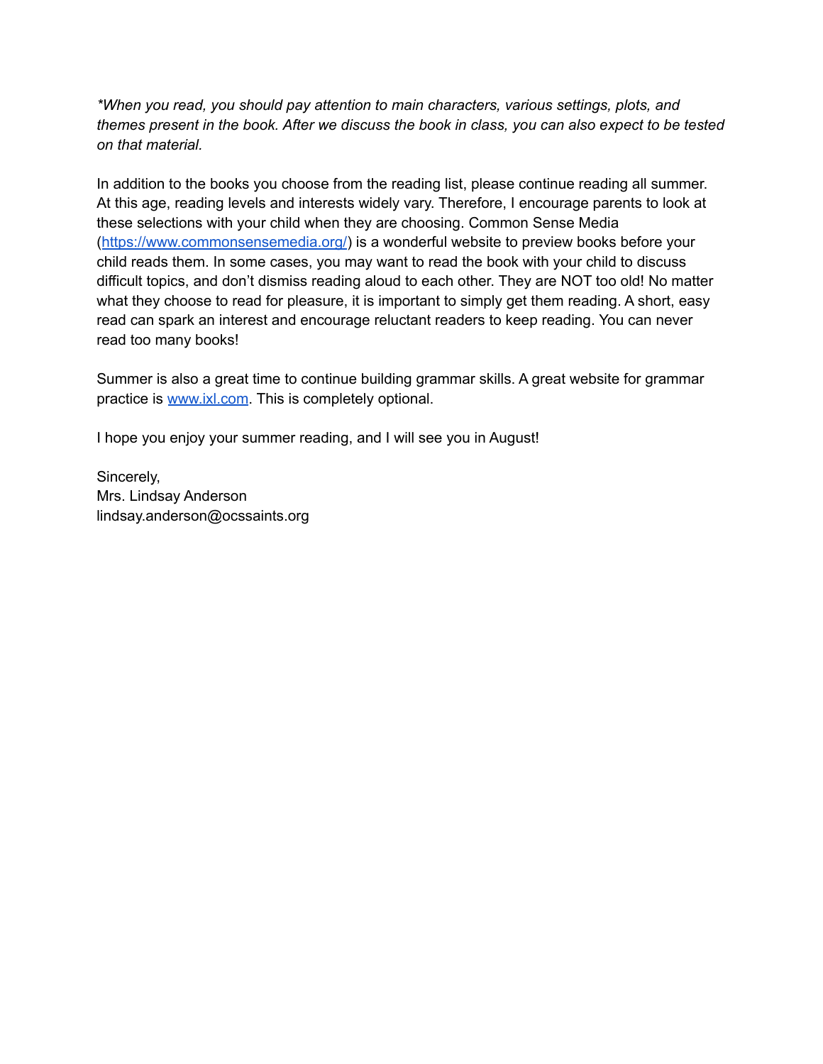*\*When you read, you should pay attention to main characters, various settings, plots, and themes present in the book. After we discuss the book in class, you can also expect to be tested on that material.*

In addition to the books you choose from the reading list, please continue reading all summer. At this age, reading levels and interests widely vary. Therefore, I encourage parents to look at these selections with your child when they are choosing. Common Sense Media ([https://www.commonsensemedia.org/](https://www.commonsensemedia.org/)) is a wonderful website to preview books before your child reads them. In some cases, you may want to read the book with your child to discuss difficult topics, and don't dismiss reading aloud to each other. They are NOT too old! No matter what they choose to read for pleasure, it is important to simply get them reading. A short, easy read can spark an interest and encourage reluctant readers to keep reading. You can never read too many books!

Summer is also a great time to continue building grammar skills. A great website for grammar practice is [www.ixl.com](http://www.ixl.com). This is completely optional.

I hope you enjoy your summer reading, and I will see you in August!

Sincerely,
Mrs. Lindsay Anderson
lindsay.anderson@ocssaints.org